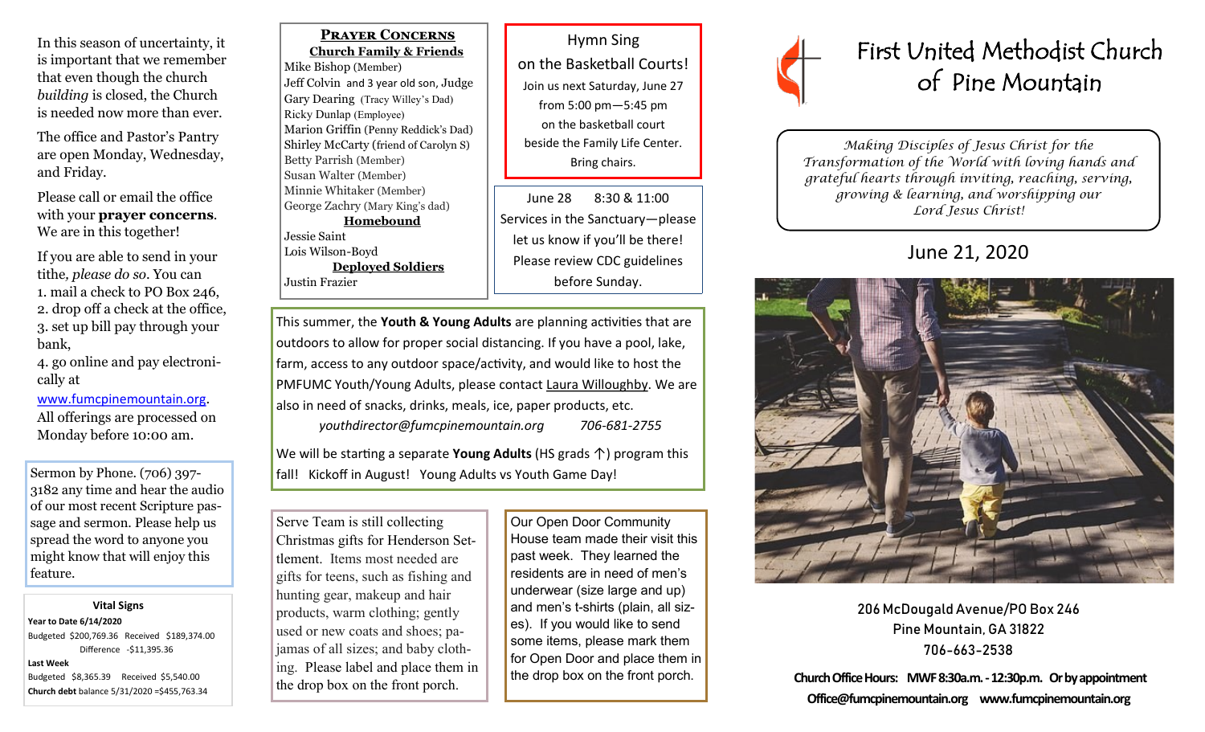In this season of uncertainty, it is important that we remember that even though the church *building* is closed, the Church is needed now more than ever.

The office and Pastor's Pantry are open Monday, Wednesday, and Friday.

Please call or email the office with your **prayer concerns**. We are in this together!

If you are able to send in your tithe, *please do so*. You can

1. mail a check to PO Box 246,
2. drop off a check at the office,
3. set up bill pay through your bank,
4. go online and pay electronically at www.fumcpinemountain.org.

All offerings are processed on Monday before 10:00 am.

Sermon by Phone. (706) 397-3182 any time and hear the audio of our most recent Scripture passage and sermon. Please help us spread the word to anyone you might know that will enjoy this feature.

**Vital Signs**

**Year to Date 6/14/2020**
Budgeted $200,769.36 Received $189,374.00
Difference -$11,395.36

**Last Week**
Budgeted $8,365.39 Received $5,540.00

**Church debt** balance 5/31/2020 =$455,763.34

## PRAYER CONCERNS

**Church Family & Friends**

Mike Bishop (Member)
Jeff Colvin and 3 year old son, Judge
Gary Dearing (Tracy Willey's Dad)
Ricky Dunlap (Employee)
Marion Griffin (Penny Reddick's Dad)
Shirley McCarty (friend of Carolyn S)
Betty Parrish (Member)
Susan Walter (Member)
Minnie Whitaker (Member)
George Zachry (Mary King's dad)

**Homebound**

Jessie Saint
Lois Wilson-Boyd

**Deployed Soldiers**

Justin Frazier

Hymn Sing
on the Basketball Courts!
Join us next Saturday, June 27
from 5:00 pm—5:45 pm
on the basketball court
beside the Family Life Center.
Bring chairs.

June 28 8:30 & 11:00
Services in the Sanctuary—please let us know if you'll be there! Please review CDC guidelines before Sunday.

This summer, the **Youth & Young Adults** are planning activities that are outdoors to allow for proper social distancing. If you have a pool, lake, farm, access to any outdoor space/activity, and would like to host the PMFUMC Youth/Young Adults, please contact Laura Willoughby. We are also in need of snacks, drinks, meals, ice, paper products, etc.

*youthdirector@fumcpinemountain.org* *706-681-2755*

We will be starting a separate **Young Adults** (HS grads ↑) program this fall! Kickoff in August! Young Adults vs Youth Game Day!

Serve Team is still collecting Christmas gifts for Henderson Settlement. Items most needed are gifts for teens, such as fishing and hunting gear, makeup and hair products, warm clothing; gently used or new coats and shoes; pajamas of all sizes; and baby clothing. Please label and place them in the drop box on the front porch.

Our Open Door Community House team made their visit this past week. They learned the residents are in need of men's underwear (size large and up) and men's t-shirts (plain, all sizes). If you would like to send some items, please mark them for Open Door and place them in the drop box on the front porch.

# First United Methodist Church of Pine Mountain

*Making Disciples of Jesus Christ for the Transformation of the World with loving hands and grateful hearts through inviting, reaching, serving, growing & learning, and worshipping our Lord Jesus Christ!*

## June 21, 2020

206 McDougald Avenue/PO Box 246
Pine Mountain, GA 31822
706-663-2538

**Church Office Hours: MWF 8:30a.m. - 12:30p.m. Or by appointment**
**Office@fumcpinemountain.org www.fumcpinemountain.org**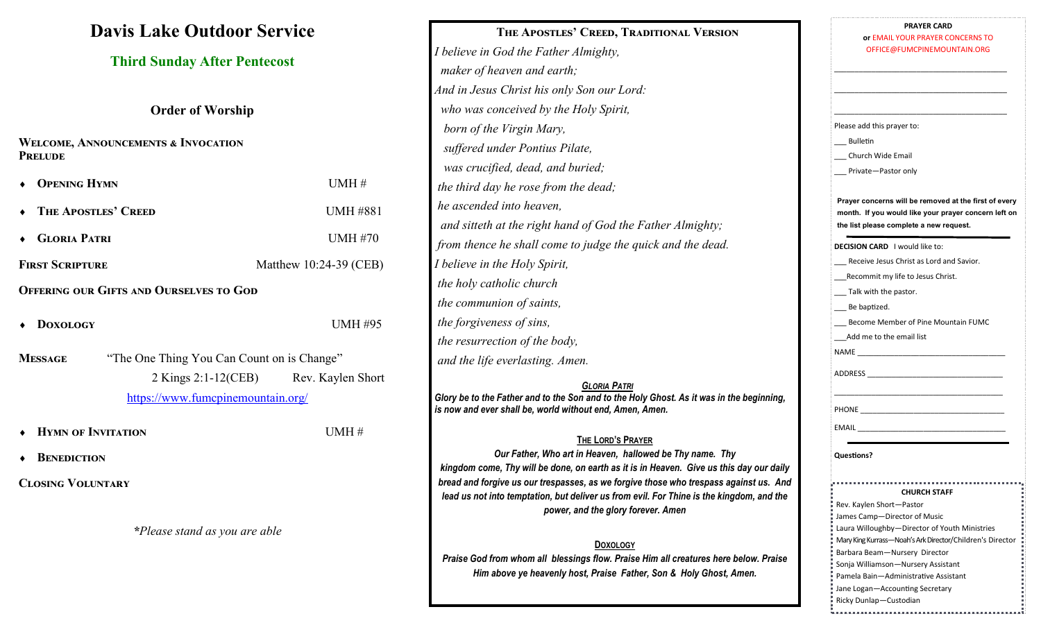# Davis Lake Outdoor Service

## Third Sunday After Pentecost

### Order of Worship

**Welcome, Announcements & Invocation**
**Prelude**

- **Opening Hymn** UMH #
- **The Apostles' Creed** UMH #881
- **Gloria Patri** UMH #70

**First Scripture** Matthew 10:24-39 (CEB)

**Offering our Gifts and Ourselves to God**

- **Doxology** UMH #95

**Message** "The One Thing You Can Count on is Change"
2 Kings 2:1-12(CEB) Rev. Kaylen Short
https://www.fumcpinemountain.org/

- **Hymn of Invitation** UMH #
- **Benediction**

**Closing Voluntary**

*\*Please stand as you are able*

---

### The Apostles' Creed, Traditional Version

*I believe in God the Father Almighty,*
*maker of heaven and earth;*
*And in Jesus Christ his only Son our Lord:*
*who was conceived by the Holy Spirit,*
*born of the Virgin Mary,*
*suffered under Pontius Pilate,*
*was crucified, dead, and buried;*
*the third day he rose from the dead;*
*he ascended into heaven,*
*and sitteth at the right hand of God the Father Almighty;*
*from thence he shall come to judge the quick and the dead.*
*I believe in the Holy Spirit,*
*the holy catholic church*
*the communion of saints,*
*the forgiveness of sins,*
*the resurrection of the body,*
*and the life everlasting. Amen.*

**Gloria Patri**

***Glory be to the Father and to the Son and to the Holy Ghost. As it was in the beginning, is now and ever shall be, world without end, Amen, Amen.***

**The Lord's Prayer**

***Our Father, Who art in Heaven, hallowed be Thy name. Thy kingdom come, Thy will be done, on earth as it is in Heaven. Give us this day our daily bread and forgive us our trespasses, as we forgive those who trespass against us. And lead us not into temptation, but deliver us from evil. For Thine is the kingdom, and the power, and the glory forever. Amen***

**Doxology**

***Praise God from whom all blessings flow. Praise Him all creatures here below. Praise Him above ye heavenly host, Praise Father, Son & Holy Ghost, Amen.***

---

**PRAYER CARD**
**or** EMAIL YOUR PRAYER CONCERNS TO OFFICE@FUMCPINEMOUNTAIN.ORG

_______________________________________
_______________________________________
_______________________________________

Please add this prayer to:
___ Bulletin
___ Church Wide Email
___ Private—Pastor only

**Prayer concerns will be removed at the first of every month. If you would like your prayer concern left on the list please complete a new request.**

**DECISION CARD** I would like to:
___ Receive Jesus Christ as Lord and Savior.
___Recommit my life to Jesus Christ.
___ Talk with the pastor.
___ Be baptized.
___ Become Member of Pine Mountain FUMC
___Add me to the email list

NAME ___________________________________
ADDRESS _______________________________
_______________________________________
PHONE _________________________________
EMAIL _________________________________

**Questions?**

**CHURCH STAFF**
Rev. Kaylen Short—Pastor
James Camp—Director of Music
Laura Willoughby—Director of Youth Ministries
Mary King Kurrass—Noah's Ark Director/Children's Director
Barbara Beam—Nursery Director
Sonja Williamson—Nursery Assistant
Pamela Bain—Administrative Assistant
Jane Logan—Accounting Secretary
Ricky Dunlap—Custodian